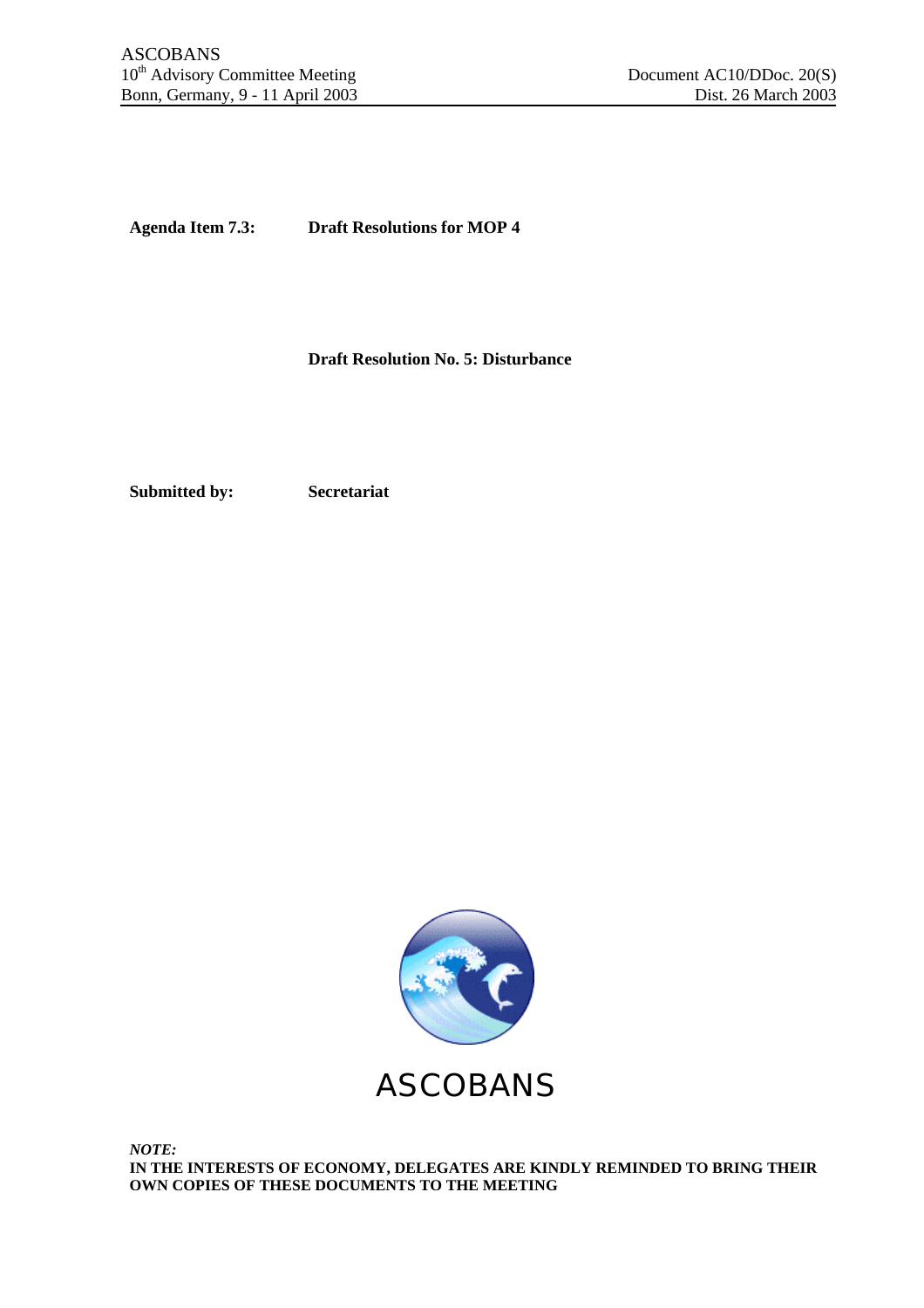ASCOBANS
10th Advisory Committee Meeting
Bonn, Germany, 9 - 11 April 2003

Document AC10/DDoc. 20(S)
Dist. 26 March 2003

**Agenda Item 7.3:** **Draft Resolutions for MOP 4**

**Draft Resolution No. 5: Disturbance**

**Submitted by:** **Secretariat**

ASCOBANS

***NOTE:***
**IN THE INTERESTS OF ECONOMY, DELEGATES ARE KINDLY REMINDED TO BRING THEIR OWN COPIES OF THESE DOCUMENTS TO THE MEETING**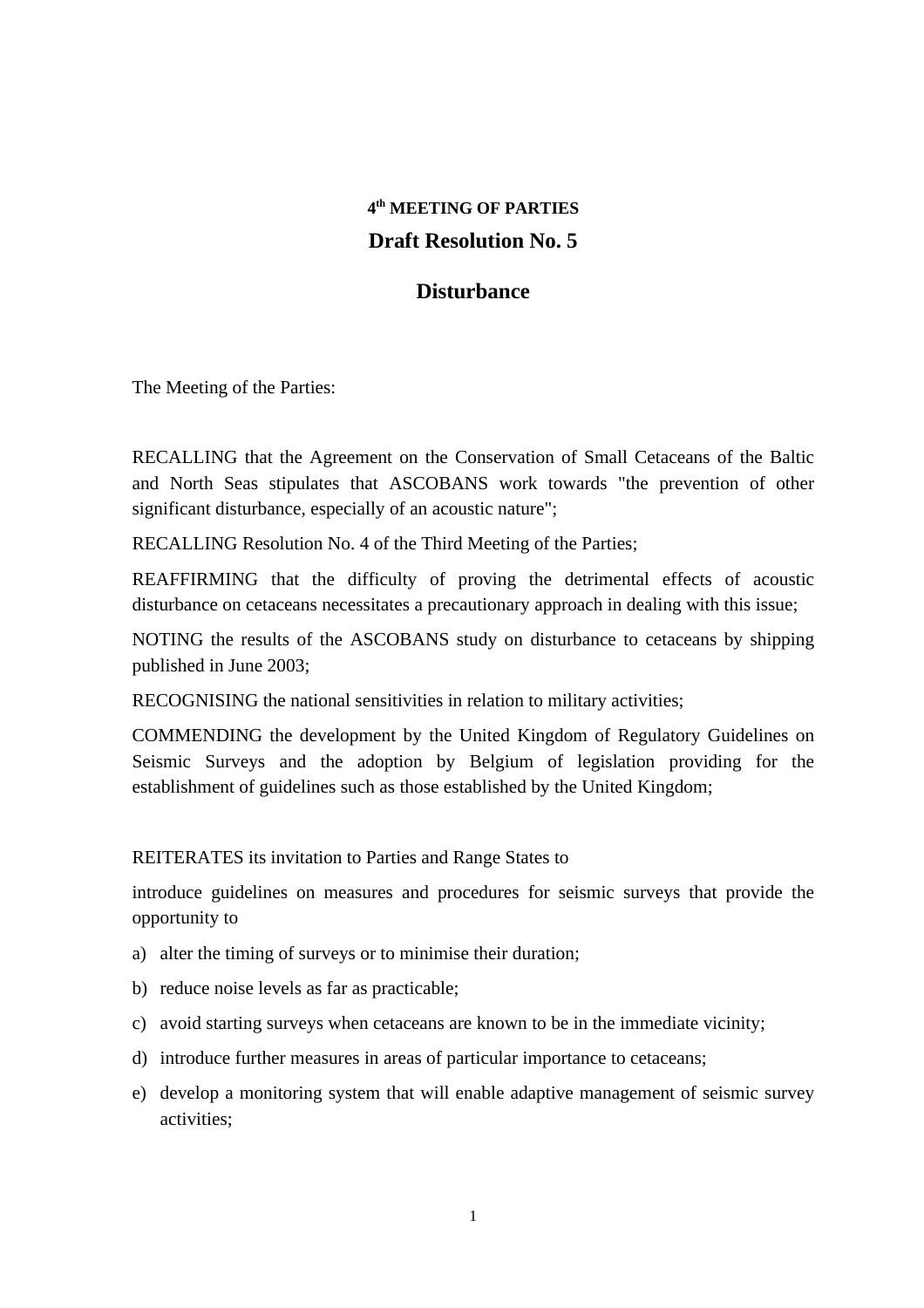**4th MEETING OF PARTIES**

# Draft Resolution No. 5

## Disturbance

The Meeting of the Parties:

RECALLING that the Agreement on the Conservation of Small Cetaceans of the Baltic and North Seas stipulates that ASCOBANS work towards "the prevention of other significant disturbance, especially of an acoustic nature";

RECALLING Resolution No. 4 of the Third Meeting of the Parties;

REAFFIRMING that the difficulty of proving the detrimental effects of acoustic disturbance on cetaceans necessitates a precautionary approach in dealing with this issue;

NOTING the results of the ASCOBANS study on disturbance to cetaceans by shipping published in June 2003;

RECOGNISING the national sensitivities in relation to military activities;

COMMENDING the development by the United Kingdom of Regulatory Guidelines on Seismic Surveys and the adoption by Belgium of legislation providing for the establishment of guidelines such as those established by the United Kingdom;

REITERATES its invitation to Parties and Range States to

introduce guidelines on measures and procedures for seismic surveys that provide the opportunity to

a) alter the timing of surveys or to minimise their duration;
b) reduce noise levels as far as practicable;
c) avoid starting surveys when cetaceans are known to be in the immediate vicinity;
d) introduce further measures in areas of particular importance to cetaceans;
e) develop a monitoring system that will enable adaptive management of seismic survey activities;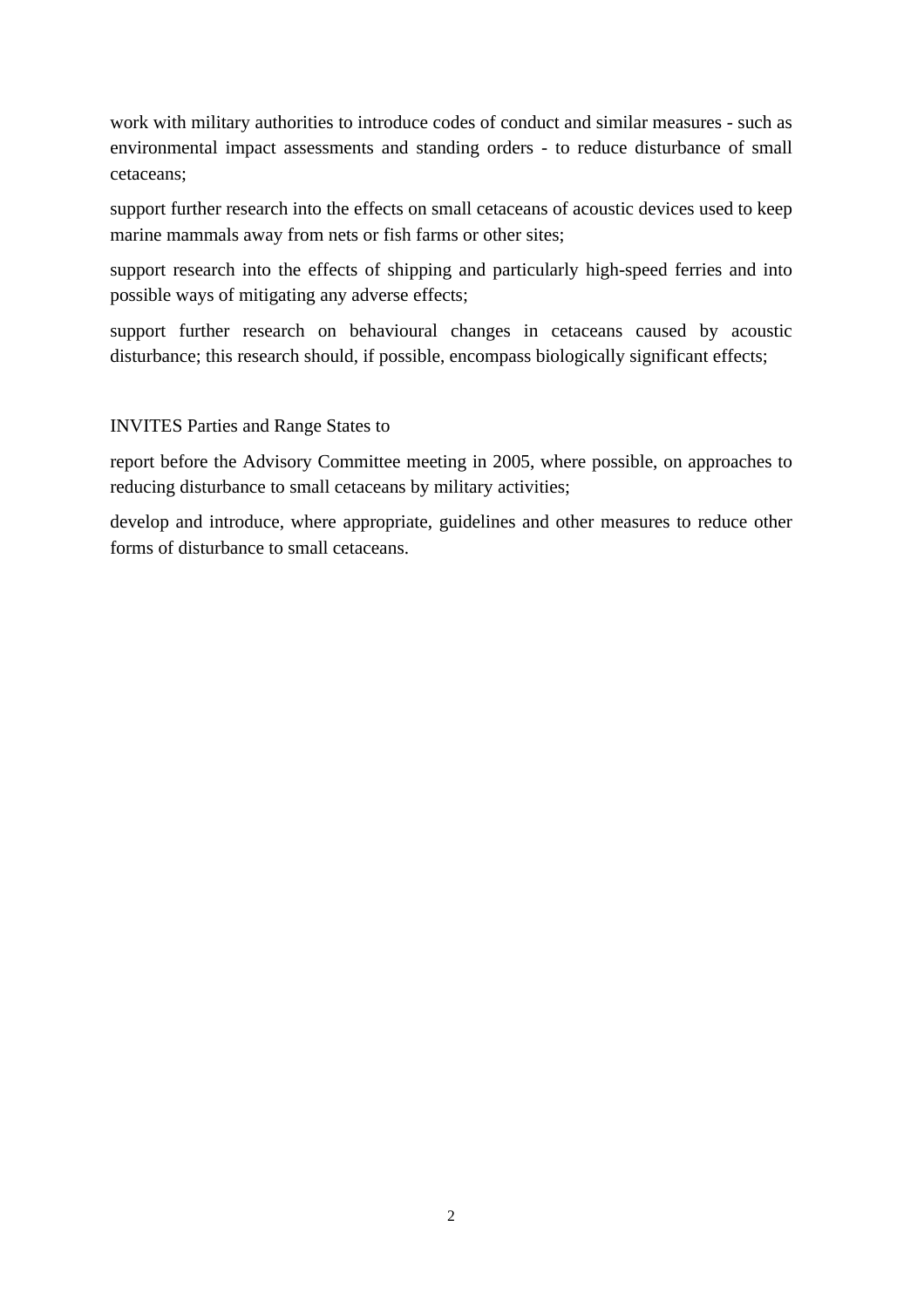work with military authorities to introduce codes of conduct and similar measures - such as environmental impact assessments and standing orders - to reduce disturbance of small cetaceans;

support further research into the effects on small cetaceans of acoustic devices used to keep marine mammals away from nets or fish farms or other sites;

support research into the effects of shipping and particularly high-speed ferries and into possible ways of mitigating any adverse effects;

support further research on behavioural changes in cetaceans caused by acoustic disturbance; this research should, if possible, encompass biologically significant effects;

INVITES Parties and Range States to

report before the Advisory Committee meeting in 2005, where possible, on approaches to reducing disturbance to small cetaceans by military activities;

develop and introduce, where appropriate, guidelines and other measures to reduce other forms of disturbance to small cetaceans.